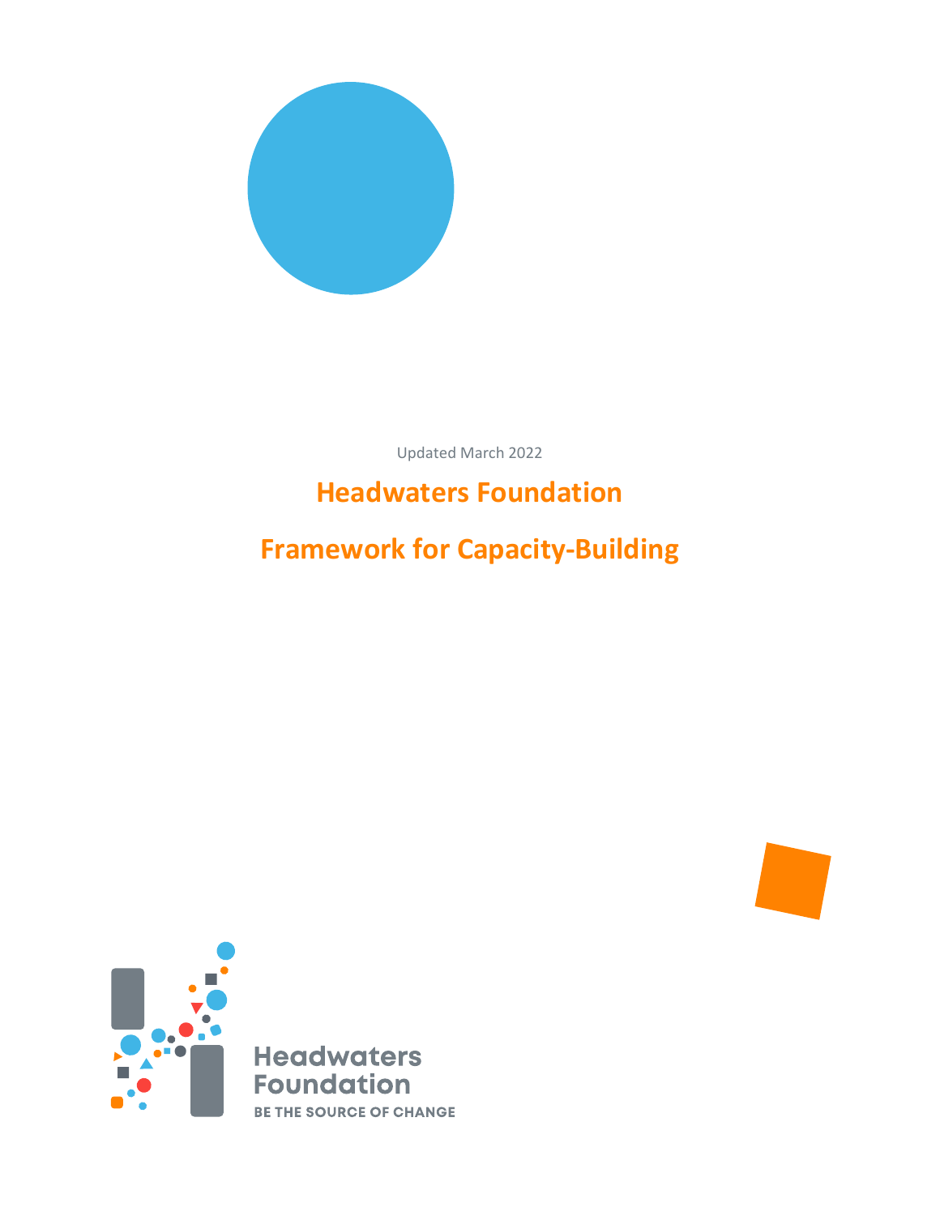Updated March 2022

# Headwaters Foundation

# Framework for Capacity-Building

Headwaters Foundation

BE THE SOURCE OF CHANGE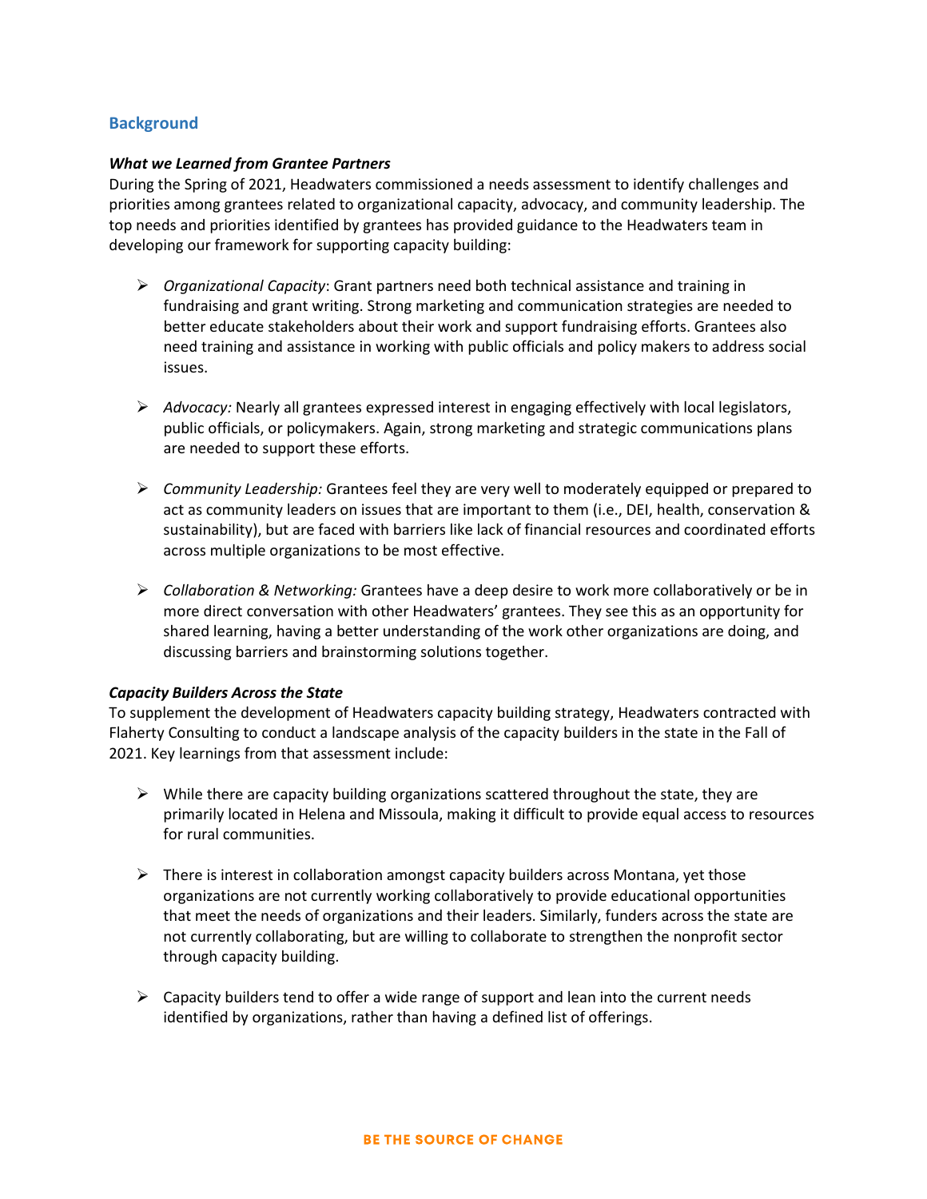## Background

***What we Learned from Grantee Partners***

During the Spring of 2021, Headwaters commissioned a needs assessment to identify challenges and priorities among grantees related to organizational capacity, advocacy, and community leadership. The top needs and priorities identified by grantees has provided guidance to the Headwaters team in developing our framework for supporting capacity building:

- *Organizational Capacity*: Grant partners need both technical assistance and training in fundraising and grant writing. Strong marketing and communication strategies are needed to better educate stakeholders about their work and support fundraising efforts. Grantees also need training and assistance in working with public officials and policy makers to address social issues.

- *Advocacy:* Nearly all grantees expressed interest in engaging effectively with local legislators, public officials, or policymakers. Again, strong marketing and strategic communications plans are needed to support these efforts.

- *Community Leadership:* Grantees feel they are very well to moderately equipped or prepared to act as community leaders on issues that are important to them (i.e., DEI, health, conservation & sustainability), but are faced with barriers like lack of financial resources and coordinated efforts across multiple organizations to be most effective.

- *Collaboration & Networking:* Grantees have a deep desire to work more collaboratively or be in more direct conversation with other Headwaters' grantees. They see this as an opportunity for shared learning, having a better understanding of the work other organizations are doing, and discussing barriers and brainstorming solutions together.

***Capacity Builders Across the State***

To supplement the development of Headwaters capacity building strategy, Headwaters contracted with Flaherty Consulting to conduct a landscape analysis of the capacity builders in the state in the Fall of 2021. Key learnings from that assessment include:

- While there are capacity building organizations scattered throughout the state, they are primarily located in Helena and Missoula, making it difficult to provide equal access to resources for rural communities.

- There is interest in collaboration amongst capacity builders across Montana, yet those organizations are not currently working collaboratively to provide educational opportunities that meet the needs of organizations and their leaders. Similarly, funders across the state are not currently collaborating, but are willing to collaborate to strengthen the nonprofit sector through capacity building.

- Capacity builders tend to offer a wide range of support and lean into the current needs identified by organizations, rather than having a defined list of offerings.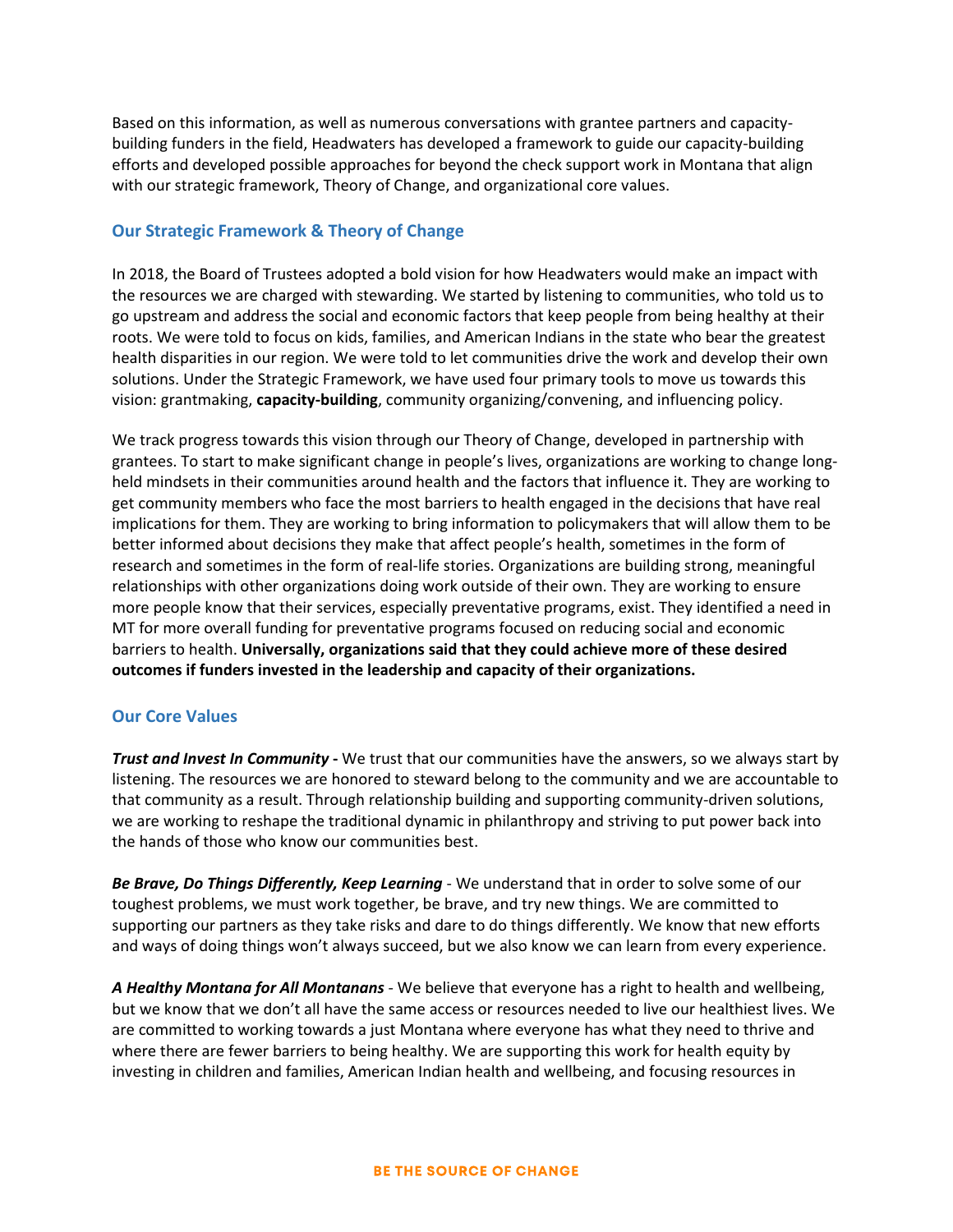Based on this information, as well as numerous conversations with grantee partners and capacity-building funders in the field, Headwaters has developed a framework to guide our capacity-building efforts and developed possible approaches for beyond the check support work in Montana that align with our strategic framework, Theory of Change, and organizational core values.

## Our Strategic Framework & Theory of Change

In 2018, the Board of Trustees adopted a bold vision for how Headwaters would make an impact with the resources we are charged with stewarding. We started by listening to communities, who told us to go upstream and address the social and economic factors that keep people from being healthy at their roots. We were told to focus on kids, families, and American Indians in the state who bear the greatest health disparities in our region. We were told to let communities drive the work and develop their own solutions. Under the Strategic Framework, we have used four primary tools to move us towards this vision: grantmaking, **capacity-building**, community organizing/convening, and influencing policy.

We track progress towards this vision through our Theory of Change, developed in partnership with grantees. To start to make significant change in people's lives, organizations are working to change long-held mindsets in their communities around health and the factors that influence it. They are working to get community members who face the most barriers to health engaged in the decisions that have real implications for them. They are working to bring information to policymakers that will allow them to be better informed about decisions they make that affect people's health, sometimes in the form of research and sometimes in the form of real-life stories. Organizations are building strong, meaningful relationships with other organizations doing work outside of their own. They are working to ensure more people know that their services, especially preventative programs, exist. They identified a need in MT for more overall funding for preventative programs focused on reducing social and economic barriers to health. **Universally, organizations said that they could achieve more of these desired outcomes if funders invested in the leadership and capacity of their organizations.**

## Our Core Values

***Trust and Invest In Community -*** We trust that our communities have the answers, so we always start by listening. The resources we are honored to steward belong to the community and we are accountable to that community as a result. Through relationship building and supporting community-driven solutions, we are working to reshape the traditional dynamic in philanthropy and striving to put power back into the hands of those who know our communities best.

***Be Brave, Do Things Differently, Keep Learning*** - We understand that in order to solve some of our toughest problems, we must work together, be brave, and try new things. We are committed to supporting our partners as they take risks and dare to do things differently. We know that new efforts and ways of doing things won't always succeed, but we also know we can learn from every experience.

***A Healthy Montana for All Montanans*** - We believe that everyone has a right to health and wellbeing, but we know that we don't all have the same access or resources needed to live our healthiest lives. We are committed to working towards a just Montana where everyone has what they need to thrive and where there are fewer barriers to being healthy. We are supporting this work for health equity by investing in children and families, American Indian health and wellbeing, and focusing resources in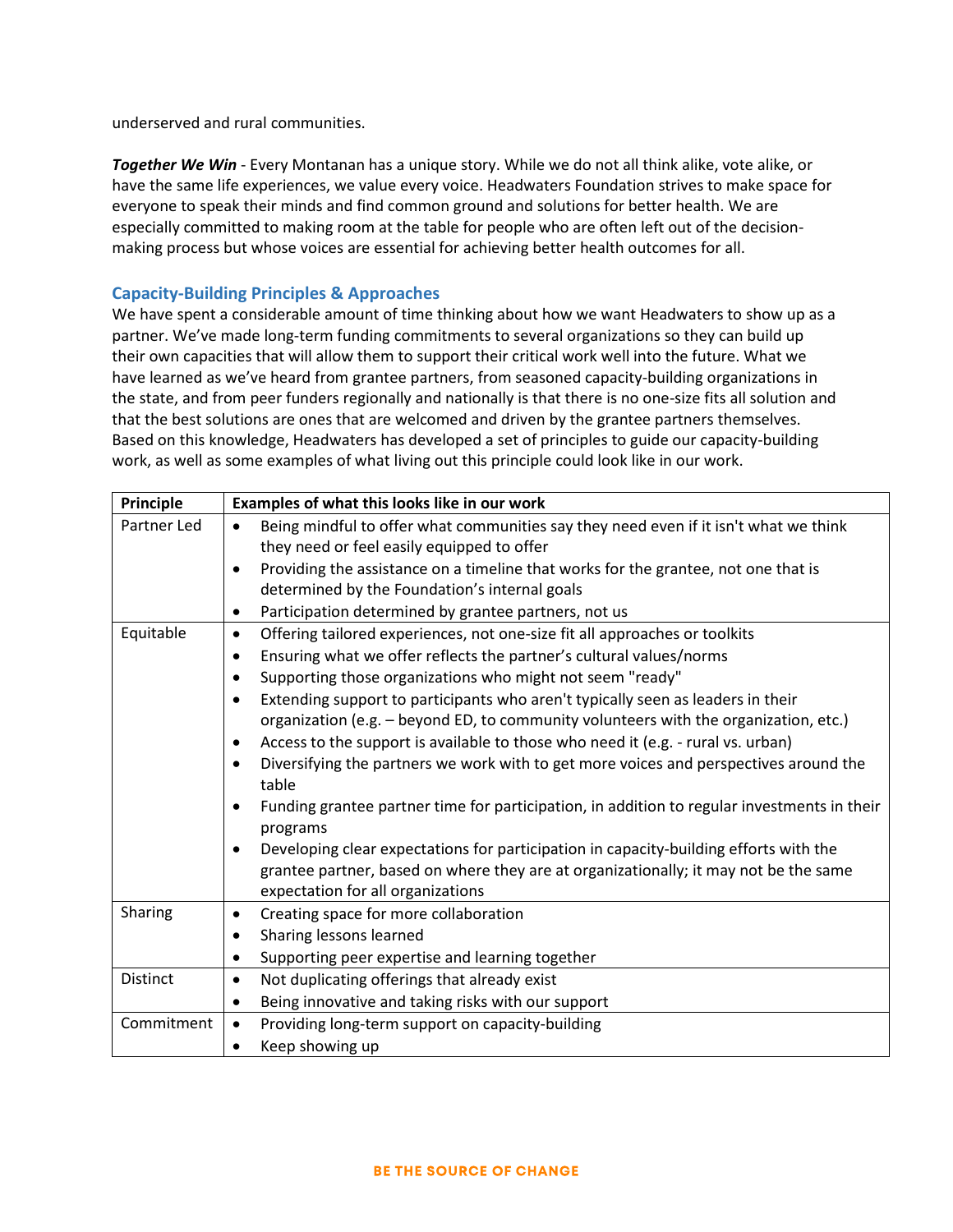underserved and rural communities.

***Together We Win*** - Every Montanan has a unique story. While we do not all think alike, vote alike, or have the same life experiences, we value every voice. Headwaters Foundation strives to make space for everyone to speak their minds and find common ground and solutions for better health. We are especially committed to making room at the table for people who are often left out of the decision-making process but whose voices are essential for achieving better health outcomes for all.

## Capacity-Building Principles & Approaches

We have spent a considerable amount of time thinking about how we want Headwaters to show up as a partner. We've made long-term funding commitments to several organizations so they can build up their own capacities that will allow them to support their critical work well into the future. What we have learned as we've heard from grantee partners, from seasoned capacity-building organizations in the state, and from peer funders regionally and nationally is that there is no one-size fits all solution and that the best solutions are ones that are welcomed and driven by the grantee partners themselves. Based on this knowledge, Headwaters has developed a set of principles to guide our capacity-building work, as well as some examples of what living out this principle could look like in our work.

| Principle | Examples of what this looks like in our work |
| --- | --- |
| Partner Led | • Being mindful to offer what communities say they need even if it isn't what we think they need or feel easily equipped to offer<br>• Providing the assistance on a timeline that works for the grantee, not one that is determined by the Foundation's internal goals<br>• Participation determined by grantee partners, not us |
| Equitable | • Offering tailored experiences, not one-size fit all approaches or toolkits<br>• Ensuring what we offer reflects the partner's cultural values/norms<br>• Supporting those organizations who might not seem "ready"<br>• Extending support to participants who aren't typically seen as leaders in their organization (e.g. – beyond ED, to community volunteers with the organization, etc.)<br>• Access to the support is available to those who need it (e.g. - rural vs. urban)<br>• Diversifying the partners we work with to get more voices and perspectives around the table<br>• Funding grantee partner time for participation, in addition to regular investments in their programs<br>• Developing clear expectations for participation in capacity-building efforts with the grantee partner, based on where they are at organizationally; it may not be the same expectation for all organizations |
| Sharing | • Creating space for more collaboration<br>• Sharing lessons learned<br>• Supporting peer expertise and learning together |
| Distinct | • Not duplicating offerings that already exist<br>• Being innovative and taking risks with our support |
| Commitment | • Providing long-term support on capacity-building<br>• Keep showing up |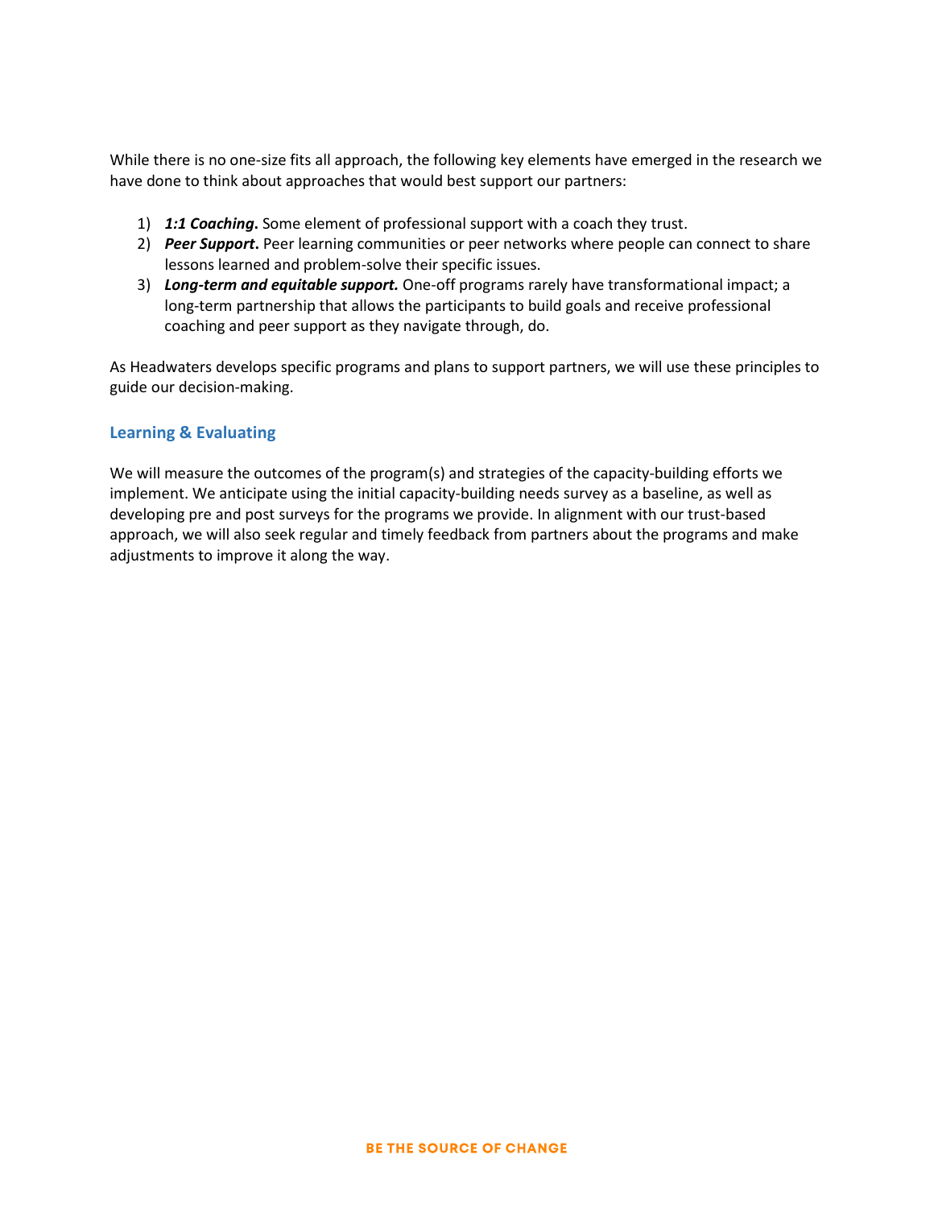While there is no one-size fits all approach, the following key elements have emerged in the research we have done to think about approaches that would best support our partners:

1) ***1:1 Coaching*****.** Some element of professional support with a coach they trust.
2) ***Peer Support*****.** Peer learning communities or peer networks where people can connect to share lessons learned and problem-solve their specific issues.
3) ***Long-term and equitable support.*** One-off programs rarely have transformational impact; a long-term partnership that allows the participants to build goals and receive professional coaching and peer support as they navigate through, do.

As Headwaters develops specific programs and plans to support partners, we will use these principles to guide our decision-making.

### Learning & Evaluating

We will measure the outcomes of the program(s) and strategies of the capacity-building efforts we implement. We anticipate using the initial capacity-building needs survey as a baseline, as well as developing pre and post surveys for the programs we provide. In alignment with our trust-based approach, we will also seek regular and timely feedback from partners about the programs and make adjustments to improve it along the way.